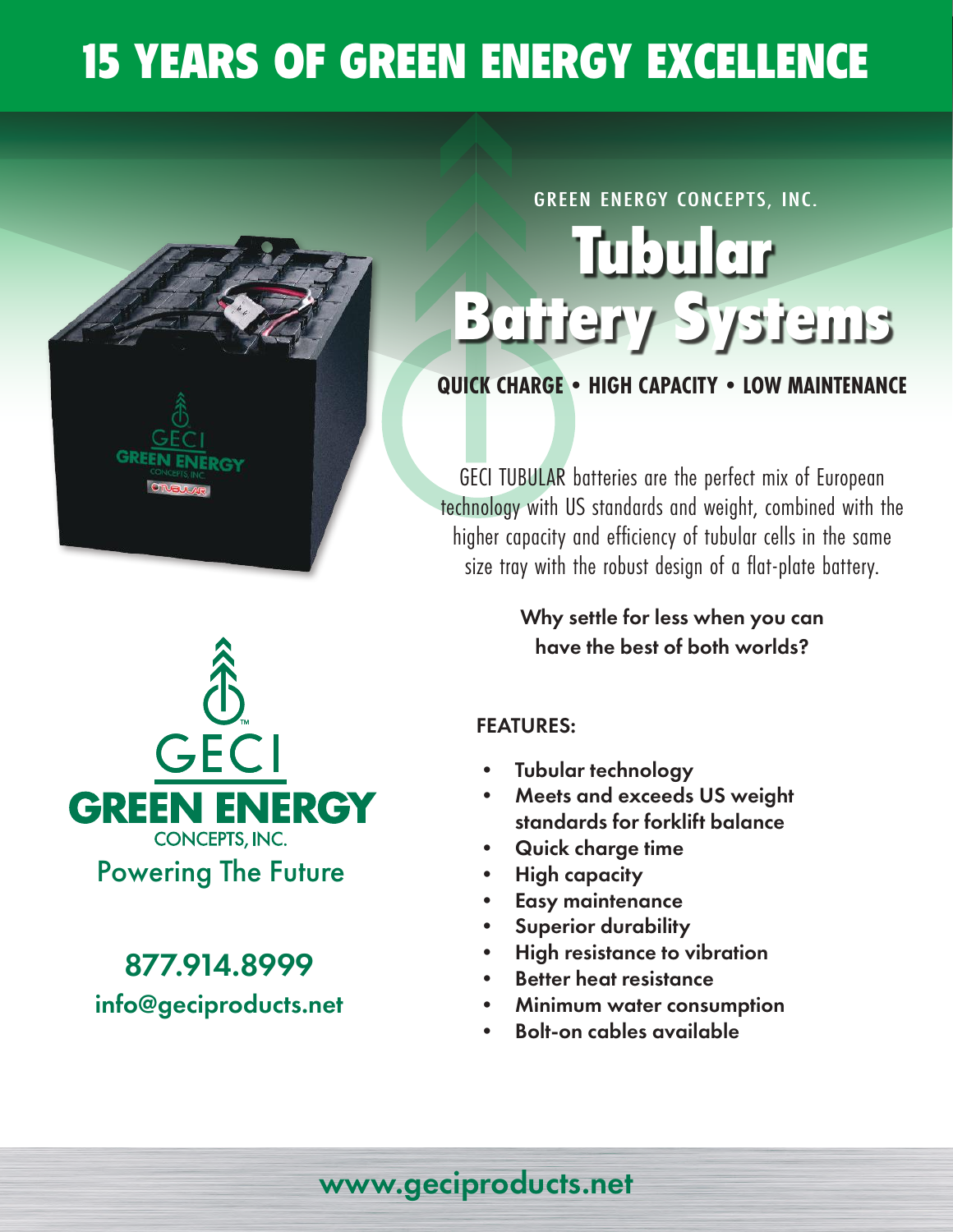# 15 YEARS OF GREEN ENERGY EXCELLENCE

GREEN ENERGY CONCEPTS, INC.

# Tubular Battery Systems

**QUICK CHARGE • HIGH CAPACITY • LOW MAINTENANCE**

GECI TUBULAR batteries are the perfect mix of European technology with US standards and weight, combined with the higher capacity and efficiency of tubular cells in the same size tray with the robust design of a flat-plate battery.

**Why settle for less when you can have the best of both worlds?**

**FEATURES:**

- **Tubular technology**
- **Meets and exceeds US weight standards for forklift balance**
- **Quick charge time**
- **High capacity**
- **Easy maintenance**
- **Superior durability**
- **High resistance to vibration**
- **Better heat resistance**
- **Minimum water consumption**
- **Bolt-on cables available**

GECI™
**GREEN ENERGY**
CONCEPTS, INC.
Powering The Future

877.914.8999
info@geciproducts.net

www.geciproducts.net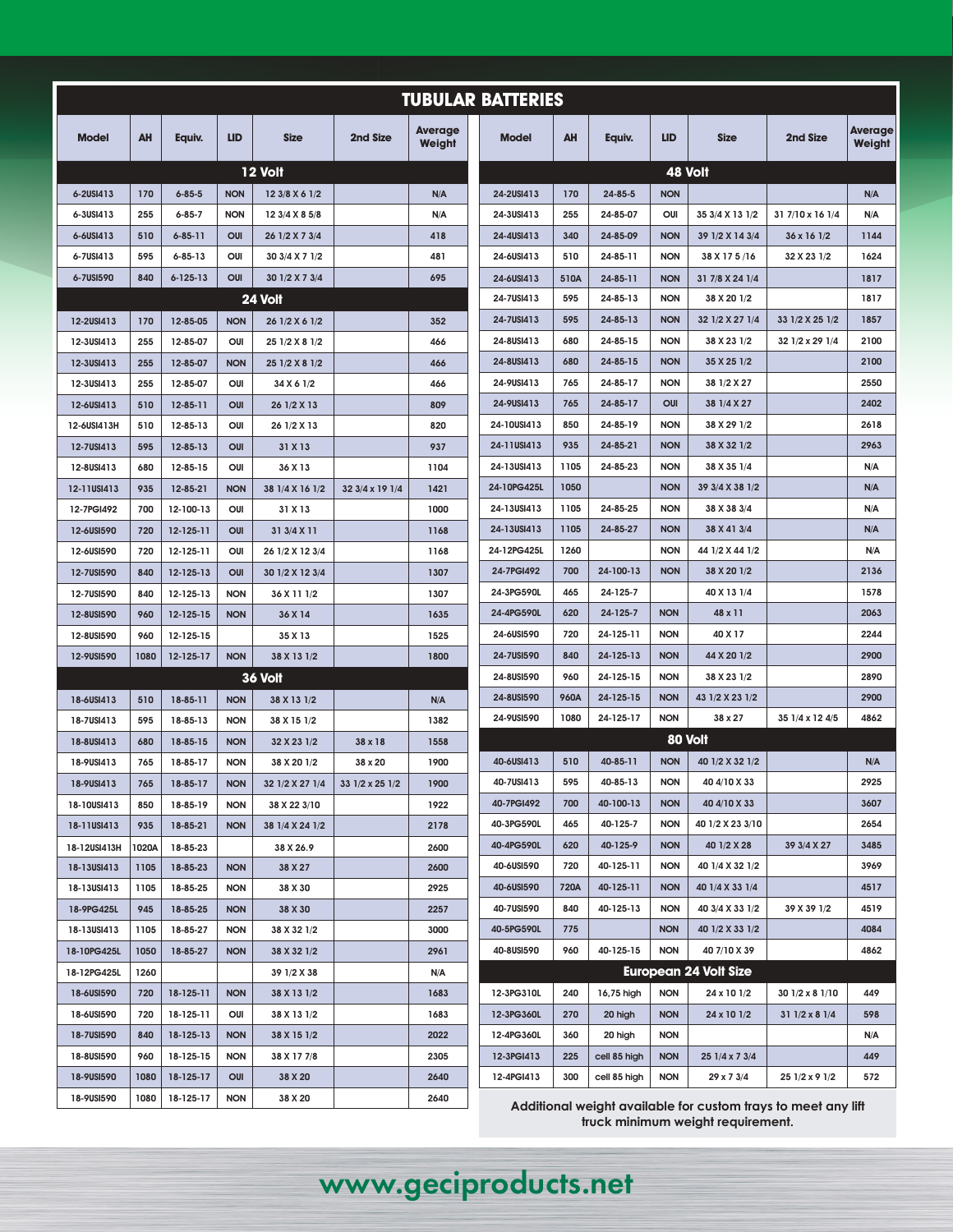# TUBULAR BATTERIES

| Model | AH | Equiv. | LID | Size | 2nd Size | Average Weight |
|---|---|---|---|---|---|---|
| **12 Volt** | | | | | | |
| 6-2USI413 | 170 | 6-85-5 | NON | 12 3/8 X 6 1/2 | | N/A |
| 6-3USI413 | 255 | 6-85-7 | NON | 12 3/4 X 8 5/8 | | N/A |
| 6-6USI413 | 510 | 6-85-11 | OUI | 26 1/2 X 7 3/4 | | 418 |
| 6-7USI413 | 595 | 6-85-13 | OUI | 30 3/4 X 7 1/2 | | 481 |
| 6-7USI590 | 840 | 6-125-13 | OUI | 30 1/2 X 7 3/4 | | 695 |
| **24 Volt** | | | | | | |
| 12-2USI413 | 170 | 12-85-05 | NON | 26 1/2 X 6 1/2 | | 352 |
| 12-3USI413 | 255 | 12-85-07 | OUI | 25 1/2 X 8 1/2 | | 466 |
| 12-3USI413 | 255 | 12-85-07 | NON | 25 1/2 X 8 1/2 | | 466 |
| 12-3USI413 | 255 | 12-85-07 | OUI | 34 X 6 1/2 | | 466 |
| 12-6USI413 | 510 | 12-85-11 | OUI | 26 1/2 X 13 | | 809 |
| 12-6USI413H | 510 | 12-85-13 | OUI | 26 1/2 X 13 | | 820 |
| 12-7USI413 | 595 | 12-85-13 | OUI | 31 X 13 | | 937 |
| 12-8USI413 | 680 | 12-85-15 | OUI | 36 X 13 | | 1104 |
| 12-11USI413 | 935 | 12-85-21 | NON | 38 1/4 X 16 1/2 | 32 3/4 x 19 1/4 | 1421 |
| 12-7PGI492 | 700 | 12-100-13 | OUI | 31 X 13 | | 1000 |
| 12-6USI590 | 720 | 12-125-11 | OUI | 31 3/4 X 11 | | 1168 |
| 12-6USI590 | 720 | 12-125-11 | OUI | 26 1/2 X 12 3/4 | | 1168 |
| 12-7USI590 | 840 | 12-125-13 | OUI | 30 1/2 X 12 3/4 | | 1307 |
| 12-7USI590 | 840 | 12-125-13 | NON | 36 X 11 1/2 | | 1307 |
| 12-8USI590 | 960 | 12-125-15 | NON | 36 X 14 | | 1635 |
| 12-8USI590 | 960 | 12-125-15 | | 35 X 13 | | 1525 |
| 12-9USI590 | 1080 | 12-125-17 | NON | 38 X 13 1/2 | | 1800 |
| **36 Volt** | | | | | | |
| 18-6USI413 | 510 | 18-85-11 | NON | 38 X 13 1/2 | | N/A |
| 18-7USI413 | 595 | 18-85-13 | NON | 38 X 15 1/2 | | 1382 |
| 18-8USI413 | 680 | 18-85-15 | NON | 32 X 23 1/2 | 38 x 18 | 1558 |
| 18-9USI413 | 765 | 18-85-17 | NON | 38 X 20 1/2 | 38 x 20 | 1900 |
| 18-9USI413 | 765 | 18-85-17 | NON | 32 1/2 X 27 1/4 | 33 1/2 x 25 1/2 | 1900 |
| 18-10USI413 | 850 | 18-85-19 | NON | 38 X 22 3/10 | | 1922 |
| 18-11USI413 | 935 | 18-85-21 | NON | 38 1/4 X 24 1/2 | | 2178 |
| 18-12USI413H | 1020A | 18-85-23 | | 38 X 26.9 | | 2600 |
| 18-13USI413 | 1105 | 18-85-23 | NON | 38 X 27 | | 2600 |
| 18-13USI413 | 1105 | 18-85-25 | NON | 38 X 30 | | 2925 |
| 18-9PG425L | 945 | 18-85-25 | NON | 38 X 30 | | 2257 |
| 18-13USI413 | 1105 | 18-85-27 | NON | 38 X 32 1/2 | | 3000 |
| 18-10PG425L | 1050 | 18-85-27 | NON | 38 X 32 1/2 | | 2961 |
| 18-12PG425L | 1260 | | | 39 1/2 X 38 | | N/A |
| 18-6USI590 | 720 | 18-125-11 | NON | 38 X 13 1/2 | | 1683 |
| 18-6USI590 | 720 | 18-125-11 | OUI | 38 X 13 1/2 | | 1683 |
| 18-7USI590 | 840 | 18-125-13 | NON | 38 X 15 1/2 | | 2022 |
| 18-8USI590 | 960 | 18-125-15 | NON | 38 X 17 7/8 | | 2305 |
| 18-9USI590 | 1080 | 18-125-17 | OUI | 38 X 20 | | 2640 |
| 18-9USI590 | 1080 | 18-125-17 | NON | 38 X 20 | | 2640 |
| **48 Volt** | | | | | | |
| 24-2USI413 | 170 | 24-85-5 | NON | | | N/A |
| 24-3USI413 | 255 | 24-85-07 | OUI | 35 3/4 X 13 1/2 | 31 7/10 x 16 1/4 | N/A |
| 24-4USI413 | 340 | 24-85-09 | NON | 39 1/2 X 14 3/4 | 36 x 16 1/2 | 1144 |
| 24-6USI413 | 510 | 24-85-11 | NON | 38 X 17 5 /16 | 32 X 23 1/2 | 1624 |
| 24-6USI413 | 510A | 24-85-11 | NON | 31 7/8 X 24 1/4 | | 1817 |
| 24-7USI413 | 595 | 24-85-13 | NON | 38 X 20 1/2 | | 1817 |
| 24-7USI413 | 595 | 24-85-13 | NON | 32 1/2 X 27 1/4 | 33 1/2 X 25 1/2 | 1857 |
| 24-8USI413 | 680 | 24-85-15 | NON | 38 X 23 1/2 | 32 1/2 x 29 1/4 | 2100 |
| 24-8USI413 | 680 | 24-85-15 | NON | 35 X 25 1/2 | | 2100 |
| 24-9USI413 | 765 | 24-85-17 | NON | 38 1/2 X 27 | | 2550 |
| 24-9USI413 | 765 | 24-85-17 | OUI | 38 1/4 X 27 | | 2402 |
| 24-10USI413 | 850 | 24-85-19 | NON | 38 X 29 1/2 | | 2618 |
| 24-11USI413 | 935 | 24-85-21 | NON | 38 X 32 1/2 | | 2963 |
| 24-13USI413 | 1105 | 24-85-23 | NON | 38 X 35 1/4 | | N/A |
| 24-10PG425L | 1050 | | NON | 39 3/4 X 38 1/2 | | N/A |
| 24-13USI413 | 1105 | 24-85-25 | NON | 38 X 38 3/4 | | N/A |
| 24-13USI413 | 1105 | 24-85-27 | NON | 38 X 41 3/4 | | N/A |
| 24-12PG425L | 1260 | | NON | 44 1/2 X 44 1/2 | | N/A |
| 24-7PGI492 | 700 | 24-100-13 | NON | 38 X 20 1/2 | | 2136 |
| 24-3PG590L | 465 | 24-125-7 | | 40 X 13 1/4 | | 1578 |
| 24-4PG590L | 620 | 24-125-7 | NON | 48 x 11 | | 2063 |
| 24-6USI590 | 720 | 24-125-11 | NON | 40 X 17 | | 2244 |
| 24-7USI590 | 840 | 24-125-13 | NON | 44 X 20 1/2 | | 2900 |
| 24-8USI590 | 960 | 24-125-15 | NON | 38 X 23 1/2 | | 2890 |
| 24-8USI590 | 960A | 24-125-15 | NON | 43 1/2 X 23 1/2 | | 2900 |
| 24-9USI590 | 1080 | 24-125-17 | NON | 38 x 27 | 35 1/4 x 12 4/5 | 4862 |
| **80 Volt** | | | | | | |
| 40-6USI413 | 510 | 40-85-11 | NON | 40 1/2 X 32 1/2 | | N/A |
| 40-7USI413 | 595 | 40-85-13 | NON | 40 4/10 X 33 | | 2925 |
| 40-7PGI492 | 700 | 40-100-13 | NON | 40 4/10 X 33 | | 3607 |
| 40-3PG590L | 465 | 40-125-7 | NON | 40 1/2 X 23 3/10 | | 2654 |
| 40-4PG590L | 620 | 40-125-9 | NON | 40 1/2 X 28 | 39 3/4 X 27 | 3485 |
| 40-6USI590 | 720 | 40-125-11 | NON | 40 1/4 X 32 1/2 | | 3969 |
| 40-6USI590 | 720A | 40-125-11 | NON | 40 1/4 X 33 1/4 | | 4517 |
| 40-7USI590 | 840 | 40-125-13 | NON | 40 3/4 X 33 1/2 | 39 X 39 1/2 | 4519 |
| 40-5PG590L | 775 | | NON | 40 1/2 X 33 1/2 | | 4084 |
| 40-8USI590 | 960 | 40-125-15 | NON | 40 7/10 X 39 | | 4862 |
| **European 24 Volt Size** | | | | | | |
| 12-3PG310L | 240 | 16,75 high | NON | 24 x 10 1/2 | 30 1/2 x 8 1/10 | 449 |
| 12-3PG360L | 270 | 20 high | NON | 24 x 10 1/2 | 31 1/2 x 8 1/4 | 598 |
| 12-4PG360L | 360 | 20 high | NON | | | N/A |
| 12-3PGI413 | 225 | cell 85 high | NON | 25 1/4 x 7 3/4 | | 449 |
| 12-4PGI413 | 300 | cell 85 high | NON | 29 x 7 3/4 | 25 1/2 x 9 1/2 | 572 |

**Additional weight available for custom trays to meet any lift truck minimum weight requirement.**

www.geciproducts.net